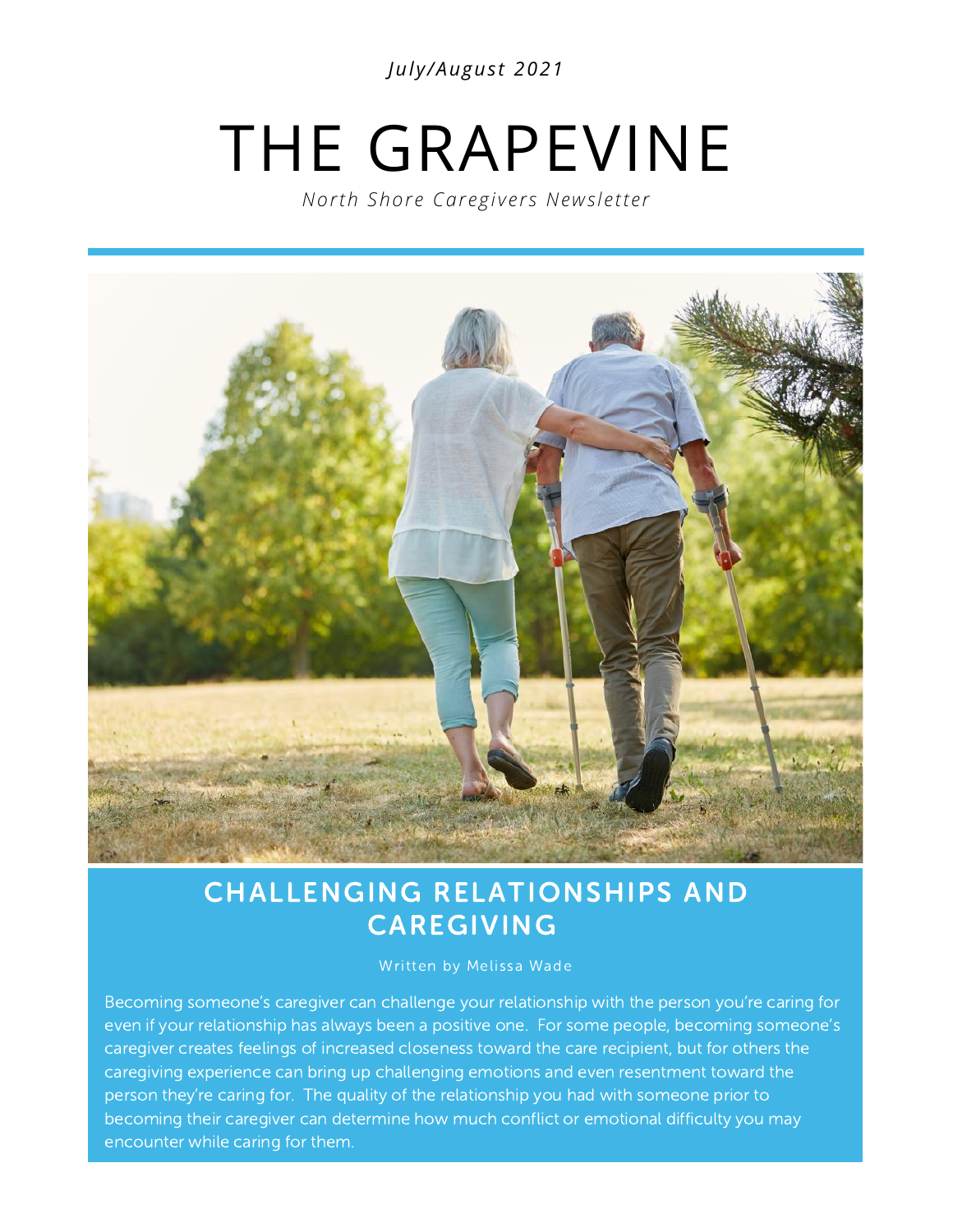*July/August 2021*

# THE GRAPEVINE

*North Shore Caregivers Newsletter*

## CHALLENGING RELATIONSHIPS AND CAREGIVING

Written by Melissa Wade

Becoming someone's caregiver can challenge your relationship with the person you're caring for even if your relationship has always been a positive one. For some people, becoming someone's caregiver creates feelings of increased closeness toward the care recipient, but for others the caregiving experience can bring up challenging emotions and even resentment toward the person they're caring for. The quality of the relationship you had with someone prior to becoming their caregiver can determine how much conflict or emotional difficulty you may encounter while caring for them.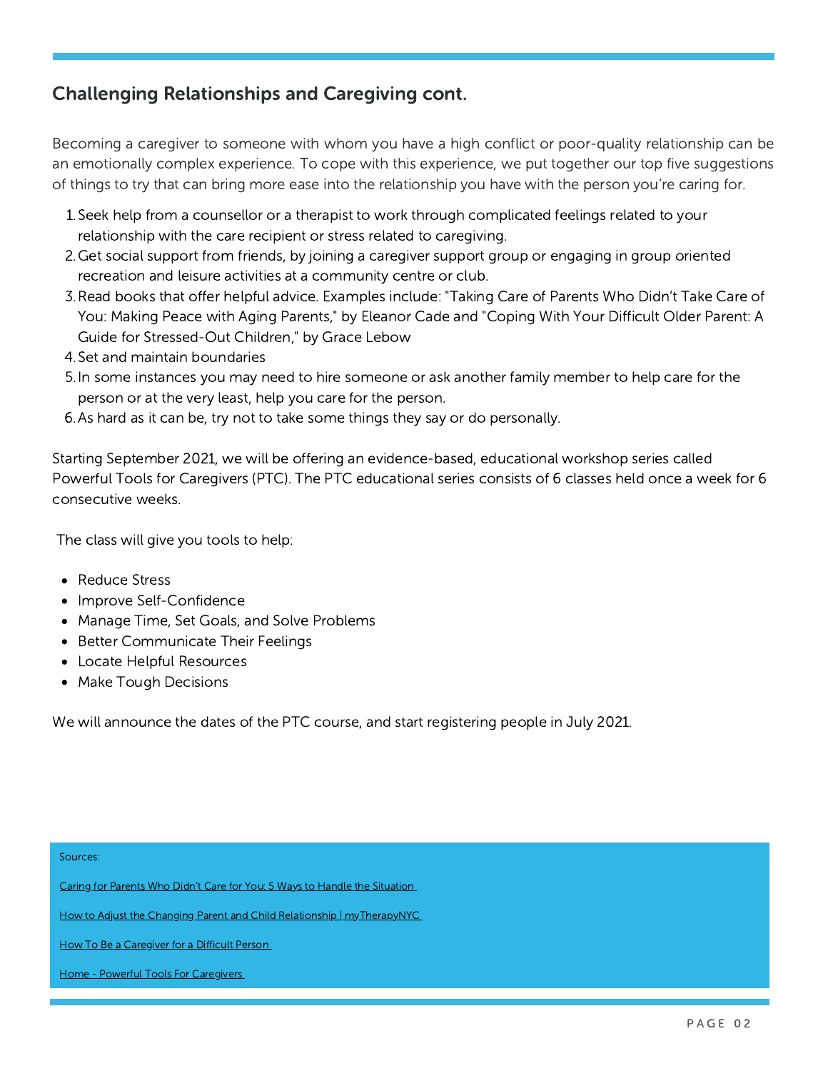## Challenging Relationships and Caregiving cont.

Becoming a caregiver to someone with whom you have a high conflict or poor-quality relationship can be an emotionally complex experience. To cope with this experience, we put together our top five suggestions of things to try that can bring more ease into the relationship you have with the person you're caring for.

1. Seek help from a counsellor or a therapist to work through complicated feelings related to your relationship with the care recipient or stress related to caregiving.
2. Get social support from friends, by joining a caregiver support group or engaging in group oriented recreation and leisure activities at a community centre or club.
3. Read books that offer helpful advice. Examples include: "Taking Care of Parents Who Didn't Take Care of You: Making Peace with Aging Parents," by Eleanor Cade and "Coping With Your Difficult Older Parent: A Guide for Stressed-Out Children," by Grace Lebow
4. Set and maintain boundaries
5. In some instances you may need to hire someone or ask another family member to help care for the person or at the very least, help you care for the person.
6. As hard as it can be, try not to take some things they say or do personally.

Starting September 2021, we will be offering an evidence-based, educational workshop series called Powerful Tools for Caregivers (PTC). The PTC educational series consists of 6 classes held once a week for 6 consecutive weeks.

The class will give you tools to help:

- Reduce Stress
- Improve Self-Confidence
- Manage Time, Set Goals, and Solve Problems
- Better Communicate Their Feelings
- Locate Helpful Resources
- Make Tough Decisions

We will announce the dates of the PTC course, and start registering people in July 2021.

Sources:

Caring for Parents Who Didn't Care for You: 5 Ways to Handle the Situation

How to Adjust the Changing Parent and Child Relationship | myTherapyNYC

How To Be a Caregiver for a Difficult Person

Home - Powerful Tools For Caregivers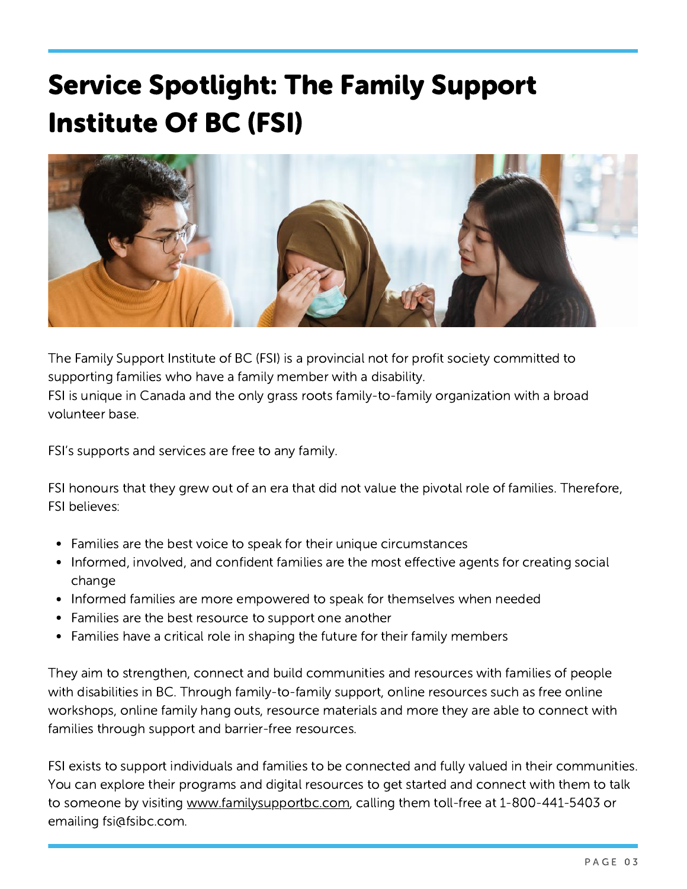# Service Spotlight: The Family Support Institute Of BC (FSI)

The Family Support Institute of BC (FSI) is a provincial not for profit society committed to supporting families who have a family member with a disability.
FSI is unique in Canada and the only grass roots family-to-family organization with a broad volunteer base.

FSI's supports and services are free to any family.

FSI honours that they grew out of an era that did not value the pivotal role of families. Therefore, FSI believes:

- Families are the best voice to speak for their unique circumstances
- Informed, involved, and confident families are the most effective agents for creating social change
- Informed families are more empowered to speak for themselves when needed
- Families are the best resource to support one another
- Families have a critical role in shaping the future for their family members

They aim to strengthen, connect and build communities and resources with families of people with disabilities in BC. Through family-to-family support, online resources such as free online workshops, online family hang outs, resource materials and more they are able to connect with families through support and barrier-free resources.

FSI exists to support individuals and families to be connected and fully valued in their communities. You can explore their programs and digital resources to get started and connect with them to talk to someone by visiting www.familysupportbc.com, calling them toll-free at 1-800-441-5403 or emailing fsi@fsibc.com.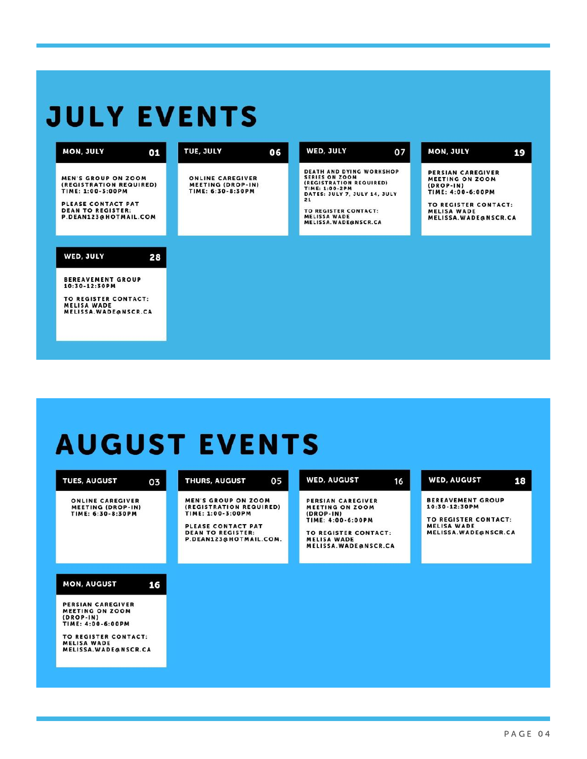# JULY EVENTS

### MON, JULY 01

MEN'S GROUP ON ZOOM (REGISTRATION REQUIRED)
TIME: 1:00-3:00PM

PLEASE CONTACT PAT DEAN TO REGISTER: P.DEAN123@HOTMAIL.COM

### TUE, JULY 06

ONLINE CAREGIVER MEETING (DROP-IN)
TIME: 6:30-8:30PM

### WED, JULY 07

DEATH AND DYING WORKSHOP SERIES ON ZOOM (REGISTRATION REQUIRED)
TIME: 1:00-2PM
DATES: JULY 7, JULY 14, JULY 21

TO REGISTER CONTACT: MELISSA WADE MELISSA.WADE@NSCR.CA

### MON, JULY 19

PERSIAN CAREGIVER MEETING ON ZOOM (DROP-IN)
TIME: 4:00-6:00PM

TO REGISTER CONTACT: MELISA WADE MELISSA.WADE@NSCR.CA

### WED, JULY 28

BEREAVEMENT GROUP 10:30-12:30PM

TO REGISTER CONTACT: MELISA WADE MELISSA.WADE@NSCR.CA

# AUGUST EVENTS

### TUES, AUGUST 03

ONLINE CAREGIVER MEETING (DROP-IN)
TIME: 6:30-8:30PM

### THURS, AUGUST 05

MEN'S GROUP ON ZOOM (REGISTRATION REQUIRED)
TIME: 1:00-3:00PM

PLEASE CONTACT PAT DEAN TO REGISTER: P.DEAN123@HOTMAIL.COM.

### WED, AUGUST 16

PERSIAN CAREGIVER MEETING ON ZOOM (DROP-IN)
TIME: 4:00-6:00PM

TO REGISTER CONTACT: MELISA WADE MELISSA.WADE@NSCR.CA

### WED, AUGUST 18

BEREAVEMENT GROUP 10:30-12:30PM

TO REGISTER CONTACT: MELISA WADE MELISSA.WADE@NSCR.CA

### MON, AUGUST 16

PERSIAN CAREGIVER MEETING ON ZOOM (DROP-IN)
TIME: 4:00-6:00PM

TO REGISTER CONTACT: MELISA WADE MELISSA.WADE@NSCR.CA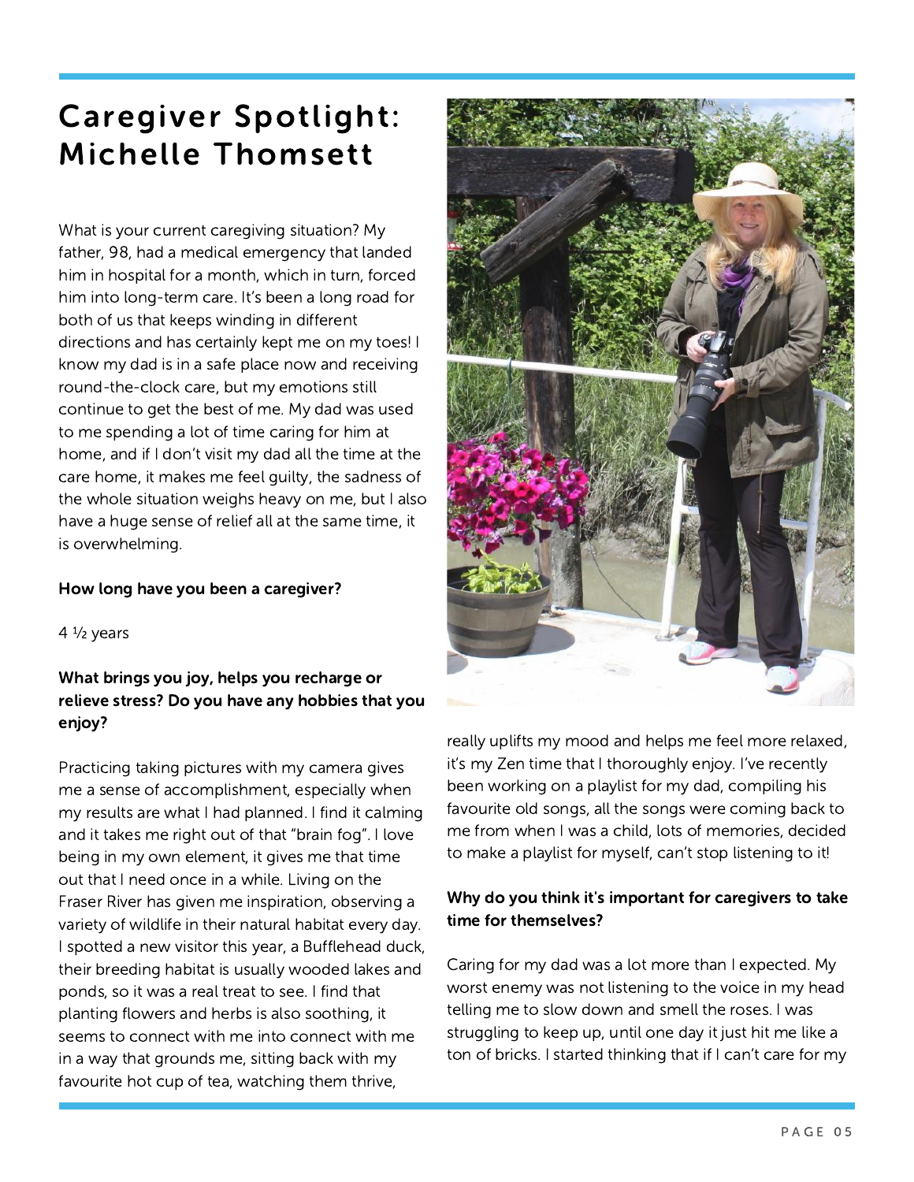# Caregiver Spotlight: Michelle Thomsett

What is your current caregiving situation? My father, 98, had a medical emergency that landed him in hospital for a month, which in turn, forced him into long-term care. It's been a long road for both of us that keeps winding in different directions and has certainly kept me on my toes! I know my dad is in a safe place now and receiving round-the-clock care, but my emotions still continue to get the best of me. My dad was used to me spending a lot of time caring for him at home, and if I don't visit my dad all the time at the care home, it makes me feel guilty, the sadness of the whole situation weighs heavy on me, but I also have a huge sense of relief all at the same time, it is overwhelming.

**How long have you been a caregiver?**

4 ½ years

**What brings you joy, helps you recharge or relieve stress? Do you have any hobbies that you enjoy?**

Practicing taking pictures with my camera gives me a sense of accomplishment, especially when my results are what I had planned. I find it calming and it takes me right out of that "brain fog". I love being in my own element, it gives me that time out that I need once in a while. Living on the Fraser River has given me inspiration, observing a variety of wildlife in their natural habitat every day. I spotted a new visitor this year, a Bufflehead duck, their breeding habitat is usually wooded lakes and ponds, so it was a real treat to see. I find that planting flowers and herbs is also soothing, it seems to connect with me into connect with me in a way that grounds me, sitting back with my favourite hot cup of tea, watching them thrive, really uplifts my mood and helps me feel more relaxed, it's my Zen time that I thoroughly enjoy. I've recently been working on a playlist for my dad, compiling his favourite old songs, all the songs were coming back to me from when I was a child, lots of memories, decided to make a playlist for myself, can't stop listening to it!

**Why do you think it's important for caregivers to take time for themselves?**

Caring for my dad was a lot more than I expected. My worst enemy was not listening to the voice in my head telling me to slow down and smell the roses. I was struggling to keep up, until one day it just hit me like a ton of bricks. I started thinking that if I can't care for my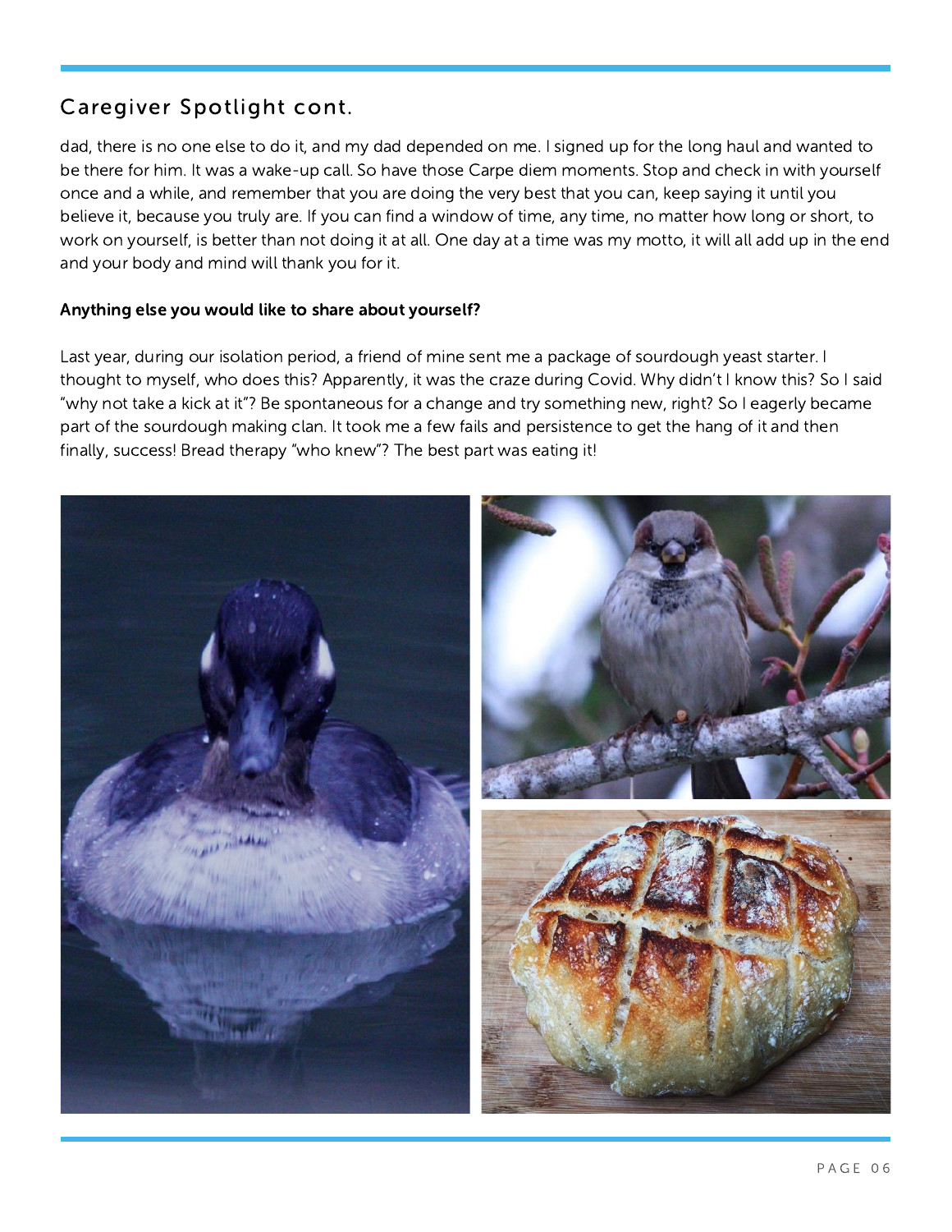## Caregiver Spotlight cont.

dad, there is no one else to do it, and my dad depended on me. I signed up for the long haul and wanted to be there for him. It was a wake-up call. So have those Carpe diem moments. Stop and check in with yourself once and a while, and remember that you are doing the very best that you can, keep saying it until you believe it, because you truly are. If you can find a window of time, any time, no matter how long or short, to work on yourself, is better than not doing it at all. One day at a time was my motto, it will all add up in the end and your body and mind will thank you for it.

**Anything else you would like to share about yourself?**

Last year, during our isolation period, a friend of mine sent me a package of sourdough yeast starter. I thought to myself, who does this? Apparently, it was the craze during Covid. Why didn't I know this? So I said "why not take a kick at it"? Be spontaneous for a change and try something new, right? So I eagerly became part of the sourdough making clan. It took me a few fails and persistence to get the hang of it and then finally, success! Bread therapy "who knew"? The best part was eating it!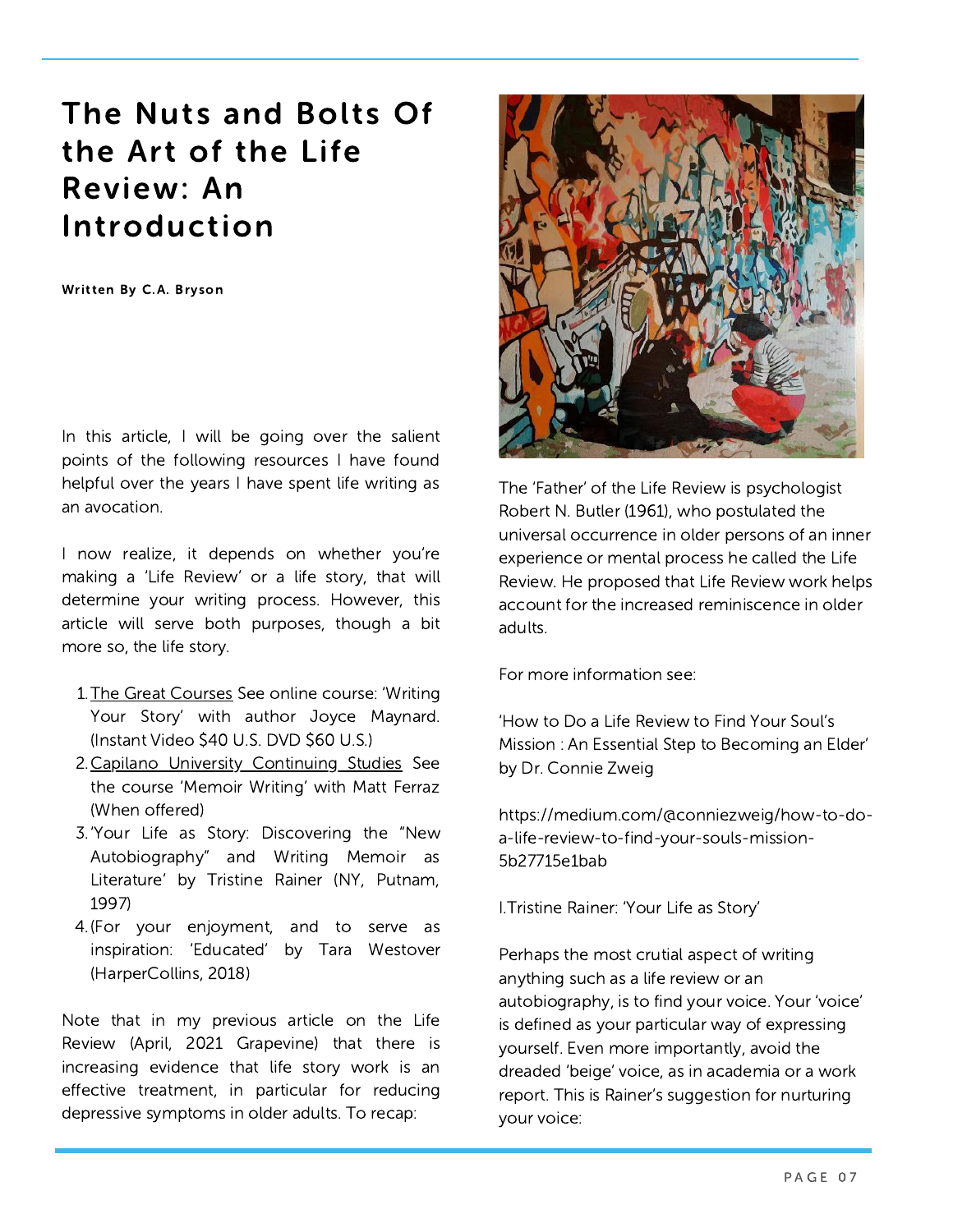# The Nuts and Bolts Of the Art of the Life Review: An Introduction

**Written By C.A. Bryson**

In this article, I will be going over the salient points of the following resources I have found helpful over the years I have spent life writing as an avocation.

I now realize, it depends on whether you're making a 'Life Review' or a life story, that will determine your writing process. However, this article will serve both purposes, though a bit more so, the life story.

1. The Great Courses See online course: 'Writing Your Story' with author Joyce Maynard. (Instant Video $40 U.S. DVD $60 U.S.)
2. Capilano University Continuing Studies See the course 'Memoir Writing' with Matt Ferraz (When offered)
3. 'Your Life as Story: Discovering the "New Autobiography" and Writing Memoir as Literature' by Tristine Rainer (NY, Putnam, 1997)
4. (For your enjoyment, and to serve as inspiration: 'Educated' by Tara Westover (HarperCollins, 2018)

Note that in my previous article on the Life Review (April, 2021 Grapevine) that there is increasing evidence that life story work is an effective treatment, in particular for reducing depressive symptoms in older adults. To recap:

The 'Father' of the Life Review is psychologist Robert N. Butler (1961), who postulated the universal occurrence in older persons of an inner experience or mental process he called the Life Review. He proposed that Life Review work helps account for the increased reminiscence in older adults.

For more information see:

'How to Do a Life Review to Find Your Soul's Mission : An Essential Step to Becoming an Elder' by Dr. Connie Zweig

https://medium.com/@conniezweig/how-to-do-a-life-review-to-find-your-souls-mission-5b27715e1bab

I.Tristine Rainer: 'Your Life as Story'

Perhaps the most crutial aspect of writing anything such as a life review or an autobiography, is to find your voice. Your 'voice' is defined as your particular way of expressing yourself. Even more importantly, avoid the dreaded 'beige' voice, as in academia or a work report. This is Rainer's suggestion for nurturing your voice: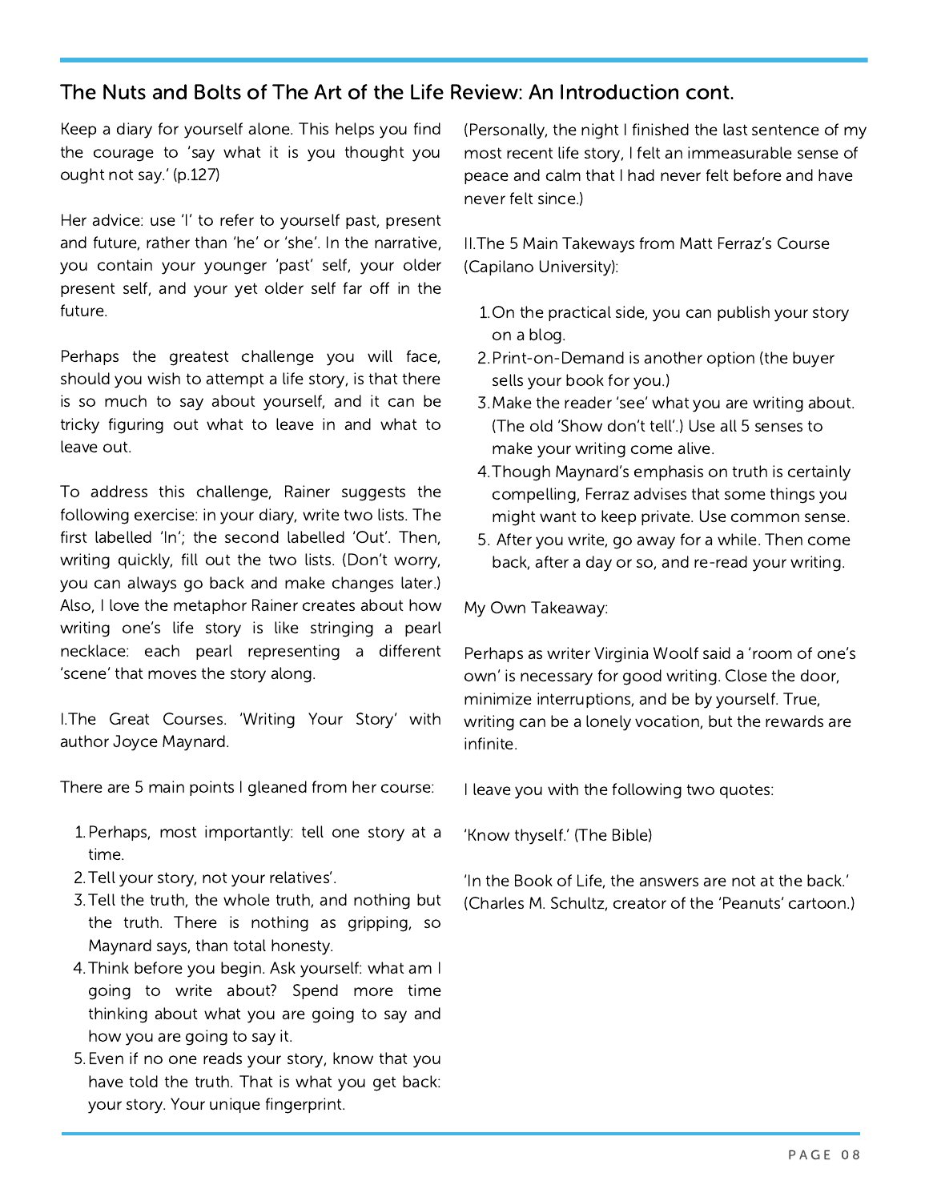## The Nuts and Bolts of The Art of the Life Review: An Introduction cont.

Keep a diary for yourself alone. This helps you find the courage to 'say what it is you thought you ought not say.' (p.127)

Her advice: use 'I' to refer to yourself past, present and future, rather than 'he' or 'she'. In the narrative, you contain your younger 'past' self, your older present self, and your yet older self far off in the future.

Perhaps the greatest challenge you will face, should you wish to attempt a life story, is that there is so much to say about yourself, and it can be tricky figuring out what to leave in and what to leave out.

To address this challenge, Rainer suggests the following exercise: in your diary, write two lists. The first labelled 'In'; the second labelled 'Out'. Then, writing quickly, fill out the two lists. (Don't worry, you can always go back and make changes later.) Also, I love the metaphor Rainer creates about how writing one's life story is like stringing a pearl necklace: each pearl representing a different 'scene' that moves the story along.

I.The Great Courses. 'Writing Your Story' with author Joyce Maynard.

There are 5 main points I gleaned from her course:

1. Perhaps, most importantly: tell one story at a time.
2. Tell your story, not your relatives'.
3. Tell the truth, the whole truth, and nothing but the truth. There is nothing as gripping, so Maynard says, than total honesty.
4. Think before you begin. Ask yourself: what am I going to write about? Spend more time thinking about what you are going to say and how you are going to say it.
5. Even if no one reads your story, know that you have told the truth. That is what you get back: your story. Your unique fingerprint.

(Personally, the night I finished the last sentence of my most recent life story, I felt an immeasurable sense of peace and calm that I had never felt before and have never felt since.)

II.The 5 Main Takeways from Matt Ferraz's Course (Capilano University):

1. On the practical side, you can publish your story on a blog.
2. Print-on-Demand is another option (the buyer sells your book for you.)
3. Make the reader 'see' what you are writing about. (The old 'Show don't tell'.) Use all 5 senses to make your writing come alive.
4. Though Maynard's emphasis on truth is certainly compelling, Ferraz advises that some things you might want to keep private. Use common sense.
5. After you write, go away for a while. Then come back, after a day or so, and re-read your writing.

My Own Takeaway:

Perhaps as writer Virginia Woolf said a 'room of one's own' is necessary for good writing. Close the door, minimize interruptions, and be by yourself. True, writing can be a lonely vocation, but the rewards are infinite.

I leave you with the following two quotes:

'Know thyself.' (The Bible)

'In the Book of Life, the answers are not at the back.' (Charles M. Schultz, creator of the 'Peanuts' cartoon.)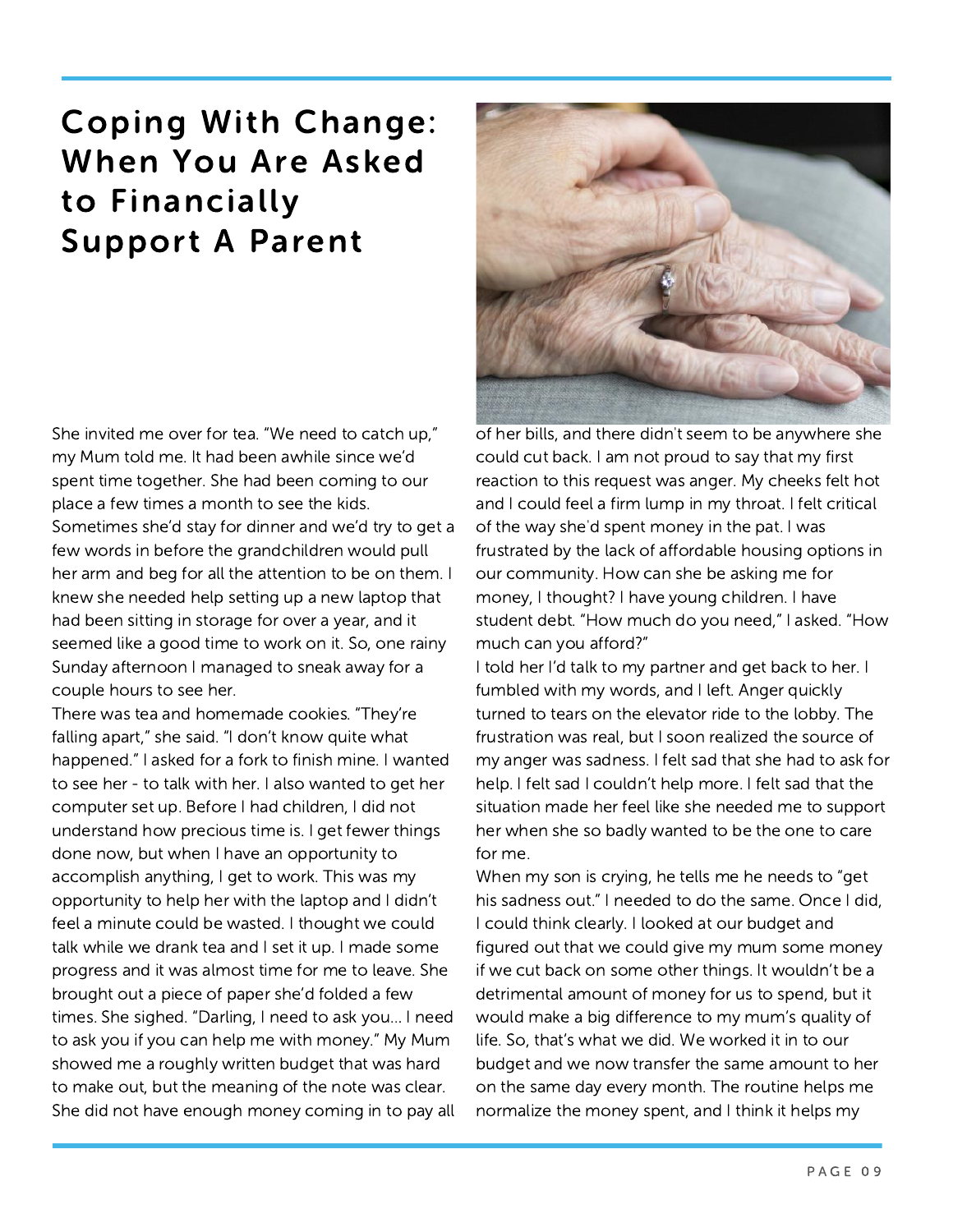# Coping With Change: When You Are Asked to Financially Support A Parent

She invited me over for tea. "We need to catch up," my Mum told me. It had been awhile since we'd spent time together. She had been coming to our place a few times a month to see the kids. Sometimes she'd stay for dinner and we'd try to get a few words in before the grandchildren would pull her arm and beg for all the attention to be on them. I knew she needed help setting up a new laptop that had been sitting in storage for over a year, and it seemed like a good time to work on it. So, one rainy Sunday afternoon I managed to sneak away for a couple hours to see her.

There was tea and homemade cookies. "They're falling apart," she said. "I don't know quite what happened." I asked for a fork to finish mine. I wanted to see her - to talk with her. I also wanted to get her computer set up. Before I had children, I did not understand how precious time is. I get fewer things done now, but when I have an opportunity to accomplish anything, I get to work. This was my opportunity to help her with the laptop and I didn't feel a minute could be wasted. I thought we could talk while we drank tea and I set it up. I made some progress and it was almost time for me to leave. She brought out a piece of paper she'd folded a few times. She sighed. "Darling, I need to ask you... I need to ask you if you can help me with money." My Mum showed me a roughly written budget that was hard to make out, but the meaning of the note was clear. She did not have enough money coming in to pay all of her bills, and there didn't seem to be anywhere she could cut back. I am not proud to say that my first reaction to this request was anger. My cheeks felt hot and I could feel a firm lump in my throat. I felt critical of the way she'd spent money in the pat. I was frustrated by the lack of affordable housing options in our community. How can she be asking me for money, I thought? I have young children. I have student debt. "How much do you need," I asked. "How much can you afford?"

I told her I'd talk to my partner and get back to her. I fumbled with my words, and I left. Anger quickly turned to tears on the elevator ride to the lobby. The frustration was real, but I soon realized the source of my anger was sadness. I felt sad that she had to ask for help. I felt sad I couldn't help more. I felt sad that the situation made her feel like she needed me to support her when she so badly wanted to be the one to care for me.

When my son is crying, he tells me he needs to "get his sadness out." I needed to do the same. Once I did, I could think clearly. I looked at our budget and figured out that we could give my mum some money if we cut back on some other things. It wouldn't be a detrimental amount of money for us to spend, but it would make a big difference to my mum's quality of life. So, that's what we did. We worked it in to our budget and we now transfer the same amount to her on the same day every month. The routine helps me normalize the money spent, and I think it helps my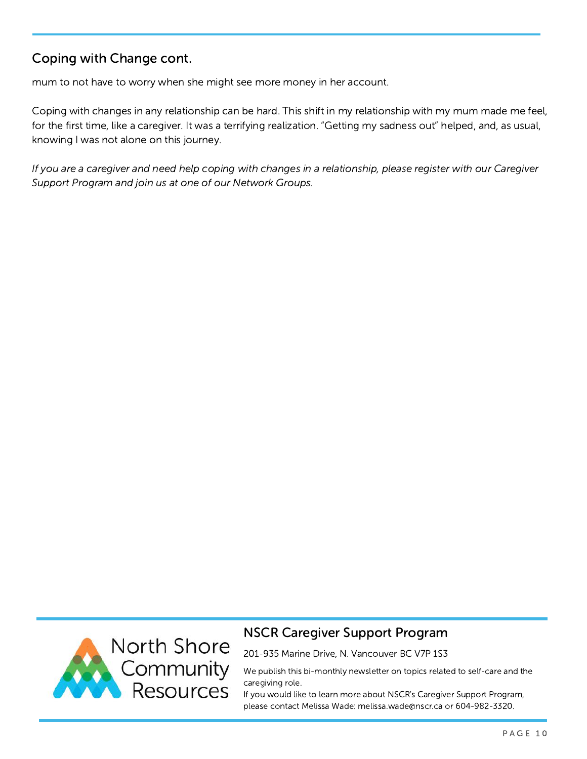## Coping with Change cont.

mum to not have to worry when she might see more money in her account.

Coping with changes in any relationship can be hard. This shift in my relationship with my mum made me feel, for the first time, like a caregiver. It was a terrifying realization. "Getting my sadness out" helped, and, as usual, knowing I was not alone on this journey.

*If you are a caregiver and need help coping with changes in a relationship, please register with our Caregiver Support Program and join us at one of our Network Groups.*

North Shore Community Resources

## NSCR Caregiver Support Program

201-935 Marine Drive, N. Vancouver BC V7P 1S3

We publish this bi-monthly newsletter on topics related to self-care and the caregiving role.

If you would like to learn more about NSCR's Caregiver Support Program, please contact Melissa Wade: melissa.wade@nscr.ca or 604-982-3320.